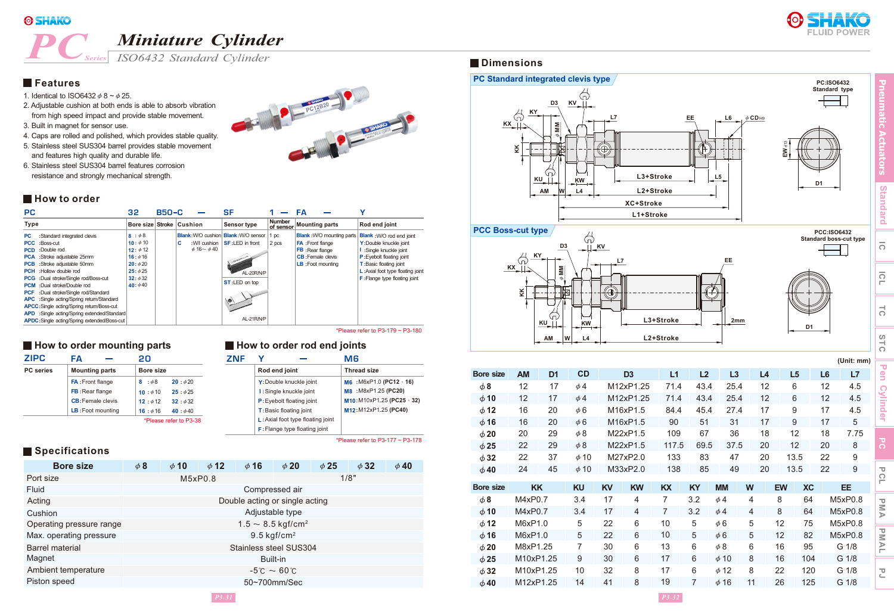# PC Series — Miniature Cylinder

*ISO6432 Standard Cylinder*

## Features

1. Identical to ISO6432 φ 8 ~ φ 25.
2. Adjustable cushion at both ends is able to absorb vibration from high speed impact and provide stable movement.
3. Built in magnet for sensor use.
4. Caps are rolled and polished, which provides stable quality.
5. Stainless steel SUS304 barrel provides stable movement and features high quality and durable life.
6. Stainless steel SUS304 barrel features corrosion resistance and strongly mechanical strength.

## How to order

PC 32 B50-C — SF 1 — FA — Y

| Type | Bore size | Stroke | Cushion | Sensor type | Number of sensor | Mounting parts | Rod end joint |
|---|---|---|---|---|---|---|---|
| PC :Standard integrated clevis<br>PCC :Boss-cut<br>PCD :Double rod<br>PCA :Stroke adjustable 25mm<br>PCB :Stroke adjustable 50mm<br>PCH :Hollow double rod<br>PCG :Dual stroke/Single rod/Boss-cut<br>PCM :Dual stroke/Double rod<br>PCF :Dual stroke/Single rod/Standard<br>APC :Single acting/Spring return/Standard<br>APCC:Single acting/Spring return/Boss-cut<br>APD :Single acting/Spring extended/Standard<br>APDC:Single acting/Spring extended/Boss-cut | 8 :φ8<br>10 :φ10<br>12 :φ12<br>16 :φ16<br>20 :φ20<br>25 :φ25<br>32 :φ32<br>40 :φ40 | | Blank:W/O cushion<br>C :W/I cushion φ16~φ40 | Blank:W/O sensor<br>SF :LED in front<br>AL-20R/N/P<br>ST :LED on top<br>AL-21R/N/P | 1 pc<br>2 pcs | Blank :W/O mounting parts<br>FA :Front flange<br>FB :Rear flange<br>CB :Female clevis<br>LB :Foot mounting | Blank :W/O rod end joint<br>Y :Double knuckle joint<br>I :Single knuckle joint<br>P :Eyebolt floating joint<br>T :Basic floating joint<br>L :Axial foot type floating joint<br>F :Flange type floating joint |

*Please refer to P3-179 ~ P3-180

## How to order mounting parts

ZIPC FA — 20

| PC series | Mounting parts | Bore size |
|---|---|---|
| | FA :Front flange<br>FB :Rear flange<br>CB :Female clevis<br>LB :Foot mounting | 8 :φ8 &nbsp; 20 :φ20<br>10 :φ10 &nbsp; 25 :φ25<br>12 :φ12 &nbsp; 32 :φ32<br>16 :φ16 &nbsp; 40 :φ40 |

*Please refer to P3-38

## How to order rod end joints

ZNF Y — M6

| | Rod end joint | Thread size |
|---|---|---|
| | Y :Double knuckle joint<br>I :Single knuckle joint<br>P :Eyebolt floating joint<br>T :Basic floating joint<br>L :Axial foot type floating joint<br>F :Flange type floating joint | M6 :M6xP1.0 (PC12、16)<br>M8 :M8xP1.25 (PC20)<br>M10:M10xP1.25 (PC25、32)<br>M12:M12xP1.25 (PC40) |

*Please refer to P3-177 ~ P3-178

## Specifications

| Bore size | φ8 | φ10 | φ12 | φ16 | φ20 | φ25 | φ32 | φ40 |
|---|---|---|---|---|---|---|---|---|
| Port size | M5xP0.8 | | | | 1/8" | | | |
| Fluid | Compressed air | | | | | | | |
| Acting | Double acting or single acting | | | | | | | |
| Cushion | Adjustable type | | | | | | | |
| Operating pressure range | 1.5 ~ 8.5 kgf/cm² | | | | | | | |
| Max. operating pressure | 9.5 kgf/cm² | | | | | | | |
| Barrel material | Stainless steel SUS304 | | | | | | | |
| Magnet | Built-in | | | | | | | |
| Ambient temperature | -5℃ ~ 60℃ | | | | | | | |
| Piston speed | 50~700mm/Sec | | | | | | | |

## Dimensions

### PC Standard integrated clevis type

PC:ISO6432 Standard type

### PCC Boss-cut type

PCC:ISO6432 Standard boss-cut type

(Unit: mm)

| Bore size | AM | D1 | CD | D3 | L1 | L2 | L3 | L4 | L5 | L6 | L7 |
|---|---|---|---|---|---|---|---|---|---|---|---|
| φ8 | 12 | 17 | φ4 | M12xP1.25 | 71.4 | 43.4 | 25.4 | 12 | 6 | 12 | 4.5 |
| φ10 | 12 | 17 | φ4 | M12xP1.25 | 71.4 | 43.4 | 25.4 | 12 | 6 | 12 | 4.5 |
| φ12 | 16 | 20 | φ6 | M16xP1.5 | 84.4 | 45.4 | 27.4 | 17 | 9 | 17 | 4.5 |
| φ16 | 16 | 20 | φ6 | M16xP1.5 | 90 | 51 | 31 | 17 | 9 | 17 | 5 |
| φ20 | 20 | 29 | φ8 | M22xP1.5 | 109 | 67 | 36 | 18 | 12 | 18 | 7.75 |
| φ25 | 22 | 29 | φ8 | M22xP1.5 | 117.5 | 69.5 | 37.5 | 20 | 12 | 20 | 8 |
| φ32 | 22 | 37 | φ10 | M27xP2.0 | 133 | 83 | 47 | 20 | 13.5 | 22 | 9 |
| φ40 | 24 | 45 | φ10 | M33xP2.0 | 138 | 85 | 49 | 20 | 13.5 | 22 | 9 |

| Bore size | KK | KU | KV | KW | KX | KY | MM | W | EW | XC | EE |
|---|---|---|---|---|---|---|---|---|---|---|---|
| φ8 | M4xP0.7 | 3.4 | 17 | 4 | 7 | 3.2 | φ4 | 4 | 8 | 64 | M5xP0.8 |
| φ10 | M4xP0.7 | 3.4 | 17 | 4 | 7 | 3.2 | φ4 | 4 | 8 | 64 | M5xP0.8 |
| φ12 | M6xP1.0 | 5 | 22 | 6 | 10 | 5 | φ6 | 5 | 12 | 75 | M5xP0.8 |
| φ16 | M6xP1.0 | 5 | 22 | 6 | 10 | 5 | φ6 | 5 | 12 | 82 | M5xP0.8 |
| φ20 | M8xP1.25 | 7 | 30 | 6 | 13 | 6 | φ8 | 6 | 16 | 95 | G 1/8 |
| φ25 | M10xP1.25 | 9 | 30 | 6 | 17 | 6 | φ10 | 8 | 16 | 104 | G 1/8 |
| φ32 | M10xP1.25 | 10 | 32 | 8 | 17 | 6 | φ12 | 8 | 22 | 120 | G 1/8 |
| φ40 | M12xP1.25 | 14 | 41 | 8 | 19 | 7 | φ16 | 11 | 26 | 125 | G 1/8 |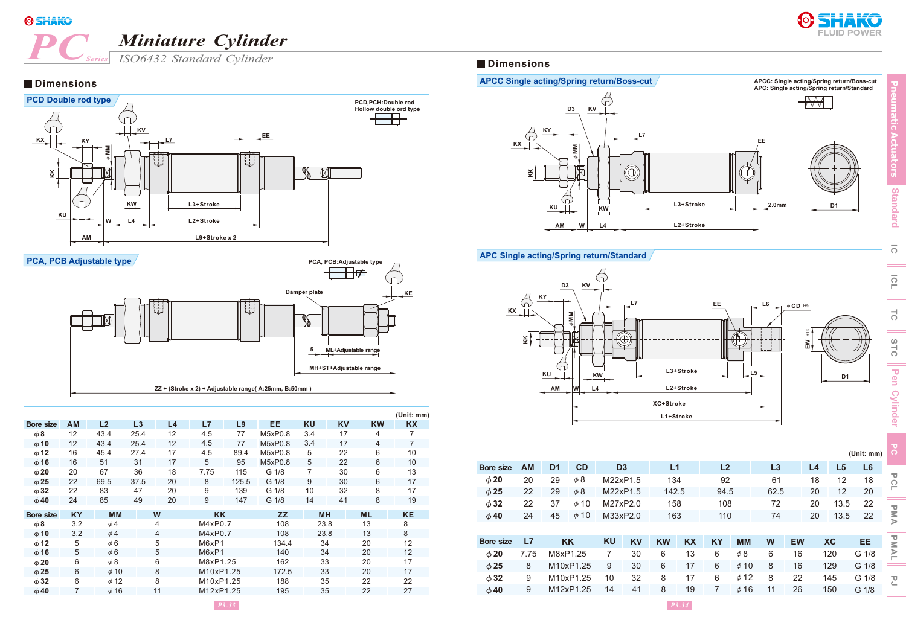# Miniature Cylinder

*ISO6432 Standard Cylinder*

## Dimensions

### PCD Double rod type

PCD,PCH:Double rod Hollow double ord type

### PCA, PCB Adjustable type

PCA, PCB:Adjustable type

Damper plate

5 ML+Adjustable range

MH+ST+Adjustable range

ZZ + (Stroke x 2) + Adjustable range( A:25mm, B:50mm )

(Unit: mm)

| Bore size | AM | L2 | L3 | L4 | L7 | L9 | EE | KU | KV | KW | KX |
|---|---|---|---|---|---|---|---|---|---|---|---|
| φ8 | 12 | 43.4 | 25.4 | 12 | 4.5 | 77 | M5xP0.8 | 3.4 | 17 | 4 | 7 |
| φ10 | 12 | 43.4 | 25.4 | 12 | 4.5 | 77 | M5xP0.8 | 3.4 | 17 | 4 | 7 |
| φ12 | 16 | 45.4 | 27.4 | 17 | 4.5 | 89.4 | M5xP0.8 | 5 | 22 | 6 | 10 |
| φ16 | 16 | 51 | 31 | 17 | 5 | 95 | M5xP0.8 | 5 | 22 | 6 | 10 |
| φ20 | 20 | 67 | 36 | 18 | 7.75 | 115 | G 1/8 | 7 | 30 | 6 | 13 |
| φ25 | 22 | 69.5 | 37.5 | 20 | 8 | 125.5 | G 1/8 | 9 | 30 | 6 | 17 |
| φ32 | 22 | 83 | 47 | 20 | 9 | 139 | G 1/8 | 10 | 32 | 8 | 17 |
| φ40 | 24 | 85 | 49 | 20 | 9 | 147 | G 1/8 | 14 | 41 | 8 | 19 |

| Bore size | KY | MM | W | KK | ZZ | MH | ML | KE |
|---|---|---|---|---|---|---|---|---|
| φ8 | 3.2 | φ4 | 4 | M4xP0.7 | 108 | 23.8 | 13 | 8 |
| φ10 | 3.2 | φ4 | 4 | M4xP0.7 | 108 | 23.8 | 13 | 8 |
| φ12 | 5 | φ6 | 5 | M6xP1 | 134.4 | 34 | 20 | 12 |
| φ16 | 5 | φ6 | 5 | M6xP1 | 140 | 34 | 20 | 12 |
| φ20 | 6 | φ8 | 6 | M8xP1.25 | 162 | 33 | 20 | 17 |
| φ25 | 6 | φ10 | 8 | M10xP1.25 | 172.5 | 33 | 20 | 17 |
| φ32 | 6 | φ12 | 8 | M10xP1.25 | 188 | 35 | 22 | 22 |
| φ40 | 7 | φ16 | 11 | M12xP1.25 | 195 | 35 | 22 | 27 |

## Dimensions

### APCC Single acting/Spring return/Boss-cut

APCC: Single acting/Spring return/Boss-cut
APC: Single acting/Spring return/Standard

### APC Single acting/Spring return/Standard

(Unit: mm)

| Bore size | AM | D1 | CD | D3 | L1 | L2 | L3 | L4 | L5 | L6 |
|---|---|---|---|---|---|---|---|---|---|---|
| φ20 | 20 | 29 | φ8 | M22xP1.5 | 134 | 92 | 61 | 18 | 12 | 18 |
| φ25 | 22 | 29 | φ8 | M22xP1.5 | 142.5 | 94.5 | 62.5 | 20 | 12 | 20 |
| φ32 | 22 | 37 | φ10 | M27xP2.0 | 158 | 108 | 72 | 20 | 13.5 | 22 |
| φ40 | 24 | 45 | φ10 | M33xP2.0 | 163 | 110 | 74 | 20 | 13.5 | 22 |

| Bore size | L7 | KK | KU | KV | KW | KX | KY | MM | W | EW | XC | EE |
|---|---|---|---|---|---|---|---|---|---|---|---|---|
| φ20 | 7.75 | M8xP1.25 | 7 | 30 | 6 | 13 | 6 | φ8 | 6 | 16 | 120 | G 1/8 |
| φ25 | 8 | M10xP1.25 | 9 | 30 | 6 | 17 | 6 | φ10 | 8 | 16 | 129 | G 1/8 |
| φ32 | 9 | M10xP1.25 | 10 | 32 | 8 | 17 | 6 | φ12 | 8 | 22 | 145 | G 1/8 |
| φ40 | 9 | M12xP1.25 | 14 | 41 | 8 | 19 | 7 | φ16 | 11 | 26 | 150 | G 1/8 |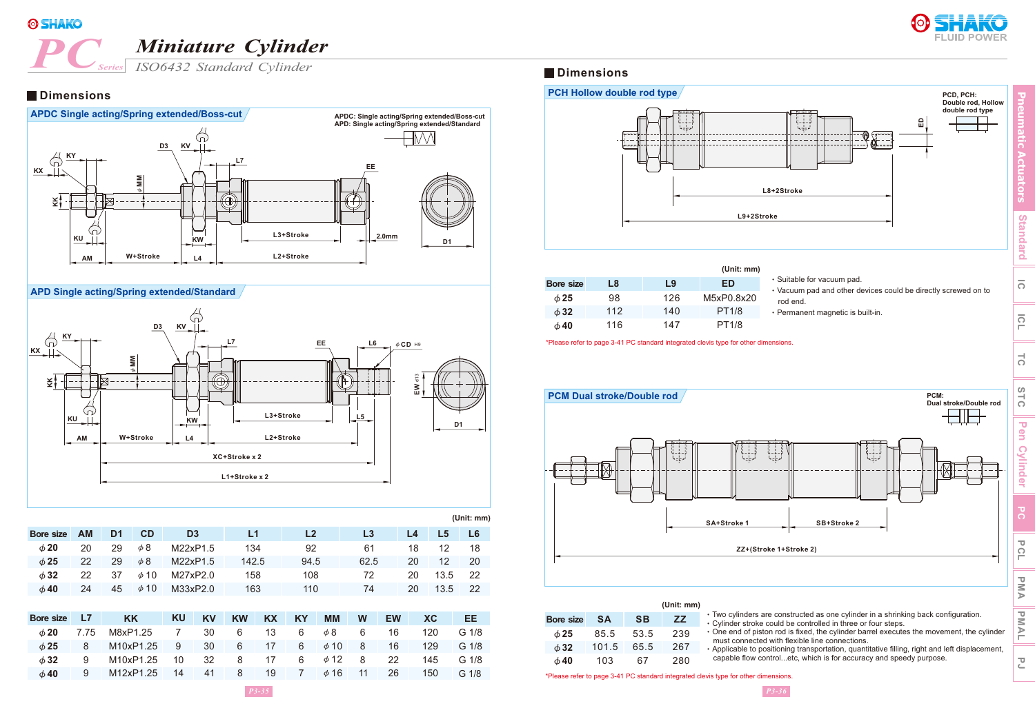# PC Series Miniature Cylinder

*ISO6432 Standard Cylinder*

## Dimensions

### APDC Single acting/Spring extended/Boss-cut

APDC: Single acting/Spring extended/Boss-cut
APD: Single acting/Spring extended/Standard

### APD Single acting/Spring extended/Standard

(Unit: mm)

| Bore size | AM | D1 | CD | D3 | L1 | L2 | L3 | L4 | L5 | L6 |
|---|---|---|---|---|---|---|---|---|---|---|
| ϕ20 | 20 | 29 | ϕ8 | M22xP1.5 | 134 | 92 | 61 | 18 | 12 | 18 |
| ϕ25 | 22 | 29 | ϕ8 | M22xP1.5 | 142.5 | 94.5 | 62.5 | 20 | 12 | 20 |
| ϕ32 | 22 | 37 | ϕ10 | M27xP2.0 | 158 | 108 | 72 | 20 | 13.5 | 22 |
| ϕ40 | 24 | 45 | ϕ10 | M33xP2.0 | 163 | 110 | 74 | 20 | 13.5 | 22 |

| Bore size | L7 | KK | KU | KV | KW | KX | KY | MM | W | EW | XC | EE |
|---|---|---|---|---|---|---|---|---|---|---|---|---|
| ϕ20 | 7.75 | M8xP1.25 | 7 | 30 | 6 | 13 | 6 | ϕ8 | 6 | 16 | 120 | G 1/8 |
| ϕ25 | 8 | M10xP1.25 | 9 | 30 | 6 | 17 | 6 | ϕ10 | 8 | 16 | 129 | G 1/8 |
| ϕ32 | 9 | M10xP1.25 | 10 | 32 | 8 | 17 | 6 | ϕ12 | 8 | 22 | 145 | G 1/8 |
| ϕ40 | 9 | M12xP1.25 | 14 | 41 | 8 | 19 | 7 | ϕ16 | 11 | 26 | 150 | G 1/8 |

## Dimensions

### PCH Hollow double rod type

PCD, PCH: Double rod, Hollow double rod type

(Unit: mm)

| Bore size | L8 | L9 | ED |
|---|---|---|---|
| ϕ25 | 98 | 126 | M5xP0.8x20 |
| ϕ32 | 112 | 140 | PT1/8 |
| ϕ40 | 116 | 147 | PT1/8 |

- Suitable for vacuum pad.
- Vacuum pad and other devices could be directly screwed on to rod end.
- Permanent magnetic is built-in.

*Please refer to page 3-41 PC standard integrated clevis type for other dimensions.

### PCM Dual stroke/Double rod

PCM: Dual stroke/Double rod

(Unit: mm)

| Bore size | SA | SB | ZZ |
|---|---|---|---|
| ϕ25 | 85.5 | 53.5 | 239 |
| ϕ32 | 101.5 | 65.5 | 267 |
| ϕ40 | 103 | 67 | 280 |

- Two cylinders are constructed as one cylinder in a shrinking back configuration.
- Cylinder stroke could be controlled in three or four steps.
- One end of piston rod is fixed, the cylinder barrel executes the movement, the cylinder must connected with flexible line connections.
- Applicable to positioning transportation, quantitative filling, right and left displacement, capable flow control...etc, which is for accuracy and speedy purpose.

*Please refer to page 3-41 PC standard integrated clevis type for other dimensions.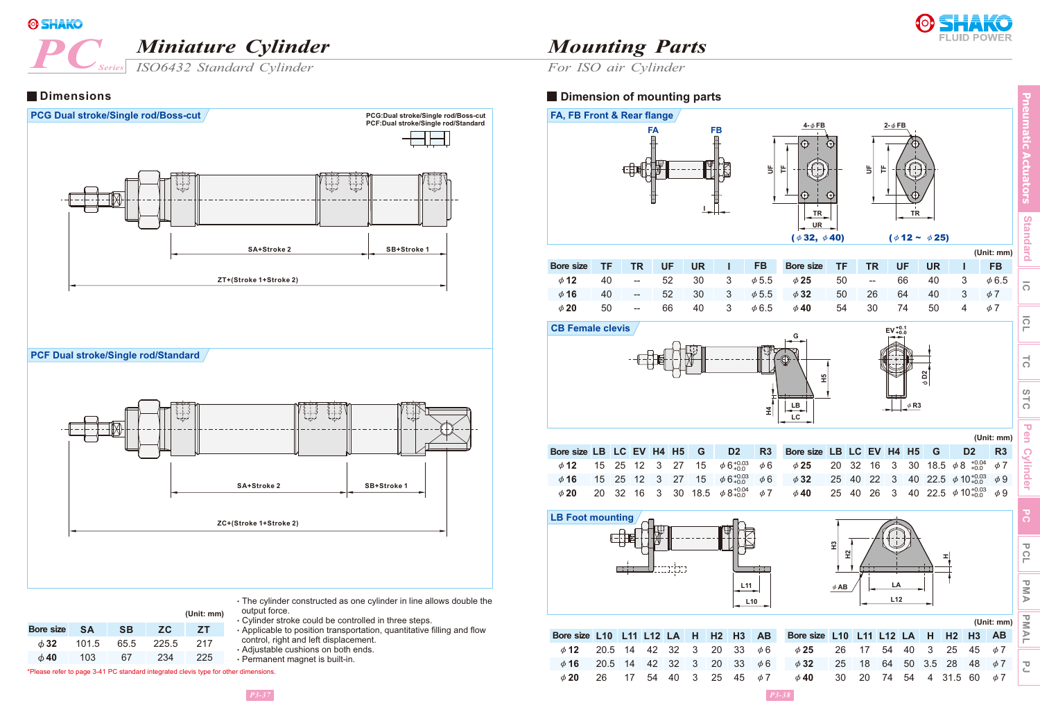# PC Series — Miniature Cylinder

*ISO6432 Standard Cylinder*

## Dimensions

### PCG Dual stroke/Single rod/Boss-cut

PCG:Dual stroke/Single rod/Boss-cut
PCF:Dual stroke/Single rod/Standard

SA+Stroke 2 | SB+Stroke 1

ZT+(Stroke 1+Stroke 2)

### PCF Dual stroke/Single rod/Standard

SA+Stroke 2 | SB+Stroke 1

ZC+(Stroke 1+Stroke 2)

(Unit: mm)

| Bore size | SA | SB | ZC | ZT |
|---|---|---|---|---|
| φ32 | 101.5 | 65.5 | 225.5 | 217 |
| φ40 | 103 | 67 | 234 | 225 |

- The cylinder constructed as one cylinder in line allows double the output force.
- Cylinder stroke could be controlled in three steps.
- Applicable to position transportation, quantitative filling and flow control, right and left displacement.
- Adjustable cushions on both ends.
- Permanent magnet is built-in.

*Please refer to page 3-41 PC standard integrated clevis type for other dimensions.

# Mounting Parts

*For ISO air Cylinder*

## Dimension of mounting parts

### FA, FB Front & Rear flange

(φ32, φ40) (φ12 ~ φ25)

(Unit: mm)

| Bore size | TF | TR | UF | UR | I | FB | Bore size | TF | TR | UF | UR | I | FB |
|---|---|---|---|---|---|---|---|---|---|---|---|---|---|
| φ12 | 40 | -- | 52 | 30 | 3 | φ5.5 | φ25 | 50 | -- | 66 | 40 | 3 | φ6.5 |
| φ16 | 40 | -- | 52 | 30 | 3 | φ5.5 | φ32 | 50 | 26 | 64 | 40 | 3 | φ7 |
| φ20 | 50 | -- | 66 | 40 | 3 | φ6.5 | φ40 | 54 | 30 | 74 | 50 | 4 | φ7 |

### CB Female clevis

(Unit: mm)

| Bore size | LB | LC | EV | H4 | H5 | G | D2 | R3 | Bore size | LB | LC | EV | H4 | H5 | G | D2 | R3 |
|---|---|---|---|---|---|---|---|---|---|---|---|---|---|---|---|---|---|
| φ12 | 15 | 25 | 12 | 3 | 27 | 15 | φ6 $^{+0.03}_{+0.0}$ | φ6 | φ25 | 20 | 32 | 16 | 3 | 30 | 18.5 | φ8 $^{+0.04}_{+0.0}$ | φ7 |
| φ16 | 15 | 25 | 12 | 3 | 27 | 15 | φ6 $^{+0.03}_{+0.0}$ | φ6 | φ32 | 25 | 40 | 22 | 3 | 40 | 22.5 | φ10 $^{+0.03}_{+0.0}$ | φ9 |
| φ20 | 20 | 32 | 16 | 3 | 30 | 18.5 | φ8 $^{+0.04}_{+0.0}$ | φ7 | φ40 | 25 | 40 | 26 | 3 | 40 | 22.5 | φ10 $^{+0.03}_{+0.0}$ | φ9 |

### LB Foot mounting

(Unit: mm)

| Bore size | L10 | L11 | L12 | LA | H | H2 | H3 | AB | Bore size | L10 | L11 | L12 | LA | H | H2 | H3 | AB |
|---|---|---|---|---|---|---|---|---|---|---|---|---|---|---|---|---|---|
| φ12 | 20.5 | 14 | 42 | 32 | 3 | 20 | 33 | φ6 | φ25 | 26 | 17 | 54 | 40 | 3 | 25 | 45 | φ7 |
| φ16 | 20.5 | 14 | 42 | 32 | 3 | 20 | 33 | φ6 | φ32 | 25 | 18 | 64 | 50 | 3.5 | 28 | 48 | φ7 |
| φ20 | 26 | 17 | 54 | 40 | 3 | 25 | 45 | φ7 | φ40 | 30 | 20 | 74 | 54 | 4 | 31.5 | 60 | φ7 |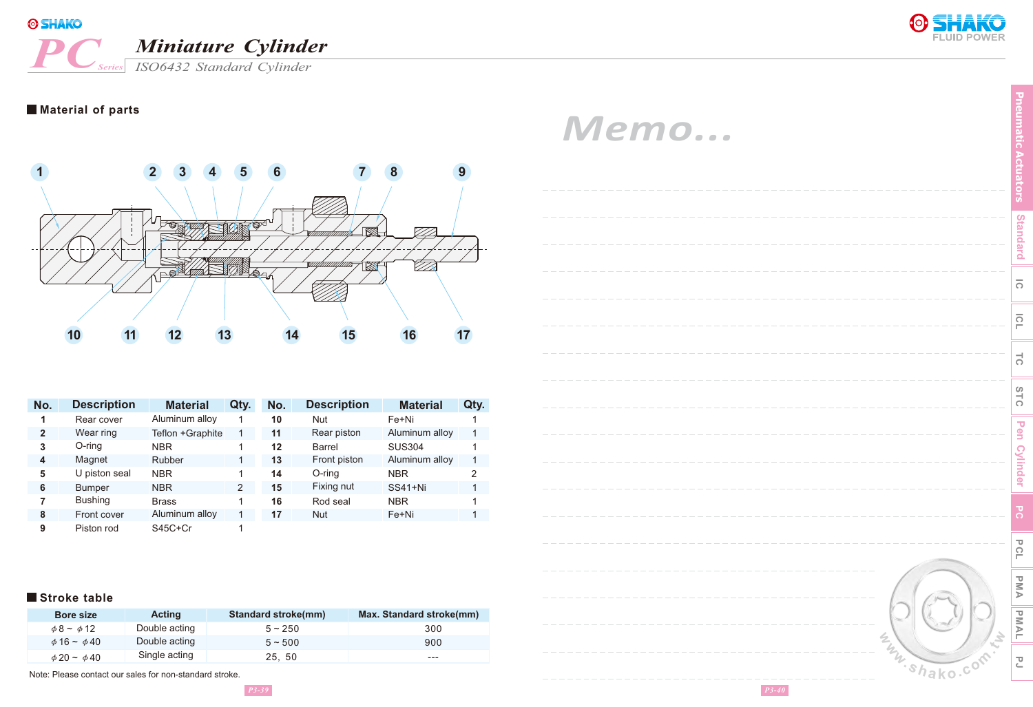# Miniature Cylinder

ISO6432 Standard Cylinder

## Material of parts

1 2 3 4 5 6 7 8 9

10 11 12 13 14 15 16 17

| No. | Description | Material | Qty. | No. | Description | Material | Qty. |
|---|---|---|---|---|---|---|---|
| 1 | Rear cover | Aluminum alloy | 1 | 10 | Nut | Fe+Ni | 1 |
| 2 | Wear ring | Teflon +Graphite | 1 | 11 | Rear piston | Aluminum alloy | 1 |
| 3 | O-ring | NBR | 1 | 12 | Barrel | SUS304 | 1 |
| 4 | Magnet | Rubber | 1 | 13 | Front piston | Aluminum alloy | 1 |
| 5 | U piston seal | NBR | 1 | 14 | O-ring | NBR | 2 |
| 6 | Bumper | NBR | 2 | 15 | Fixing nut | SS41+Ni | 1 |
| 7 | Bushing | Brass | 1 | 16 | Rod seal | NBR | 1 |
| 8 | Front cover | Aluminum alloy | 1 | 17 | Nut | Fe+Ni | 1 |
| 9 | Piston rod | S45C+Cr | 1 | | | | |

## Stroke table

| Bore size | Acting | Standard stroke(mm) | Max. Standard stroke(mm) |
|---|---|---|---|
| ϕ8 ~ ϕ12 | Double acting | 5 ~ 250 | 300 |
| ϕ16 ~ ϕ40 | Double acting | 5 ~ 500 | 900 |
| ϕ20 ~ ϕ40 | Single acting | 25, 50 | --- |

Note: Please contact our sales for non-standard stroke.

Memo...